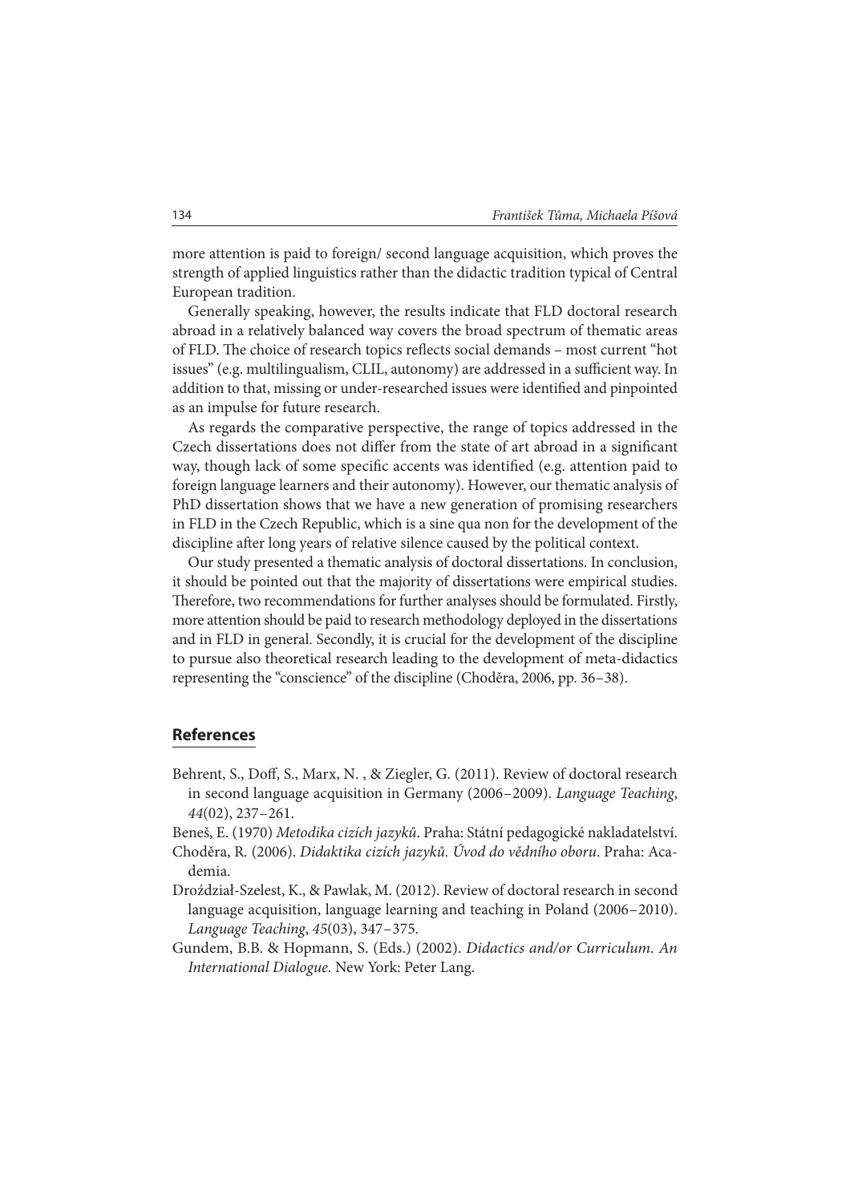more attention is paid to foreign/ second language acquisition, which proves the strength of applied linguistics rather than the didactic tradition typical of Central European tradition.

Generally speaking, however, the results indicate that FLD doctoral research abroad in a relatively balanced way covers the broad spectrum of thematic areas of FLD. The choice of research topics reflects social demands – most current "hot issues" (e.g. multilingualism, CLIL, autonomy) are addressed in a sufficient way. In addition to that, missing or under-researched issues were identified and pinpointed as an impulse for future research.

As regards the comparative perspective, the range of topics addressed in the Czech dissertations does not differ from the state of art abroad in a significant way, though lack of some specific accents was identified (e.g. attention paid to foreign language learners and their autonomy). However, our thematic analysis of PhD dissertation shows that we have a new generation of promising researchers in FLD in the Czech Republic, which is a sine qua non for the development of the discipline after long years of relative silence caused by the political context.

Our study presented a thematic analysis of doctoral dissertations. In conclusion, it should be pointed out that the majority of dissertations were empirical studies. Therefore, two recommendations for further analyses should be formulated. Firstly, more attention should be paid to research methodology deployed in the dissertations and in FLD in general. Secondly, it is crucial for the development of the discipline to pursue also theoretical research leading to the development of meta-didactics representing the "conscience" of the discipline (Choděra, 2006, pp. 36–38).

## References

Behrent, S., Doff, S., Marx, N. , & Ziegler, G. (2011). Review of doctoral research in second language acquisition in Germany (2006–2009). *Language Teaching*, *44*(02), 237–261.

Beneš, E. (1970) *Metodika cizích jazyků*. Praha: Státní pedagogické nakladatelství.

Choděra, R. (2006). *Didaktika cizích jazyků. Úvod do vědního oboru*. Praha: Academia.

Droździał-Szelest, K., & Pawlak, M. (2012). Review of doctoral research in second language acquisition, language learning and teaching in Poland (2006–2010). *Language Teaching*, *45*(03), 347–375.

Gundem, B.B. & Hopmann, S. (Eds.) (2002). *Didactics and/or Curriculum. An International Dialogue.* New York: Peter Lang.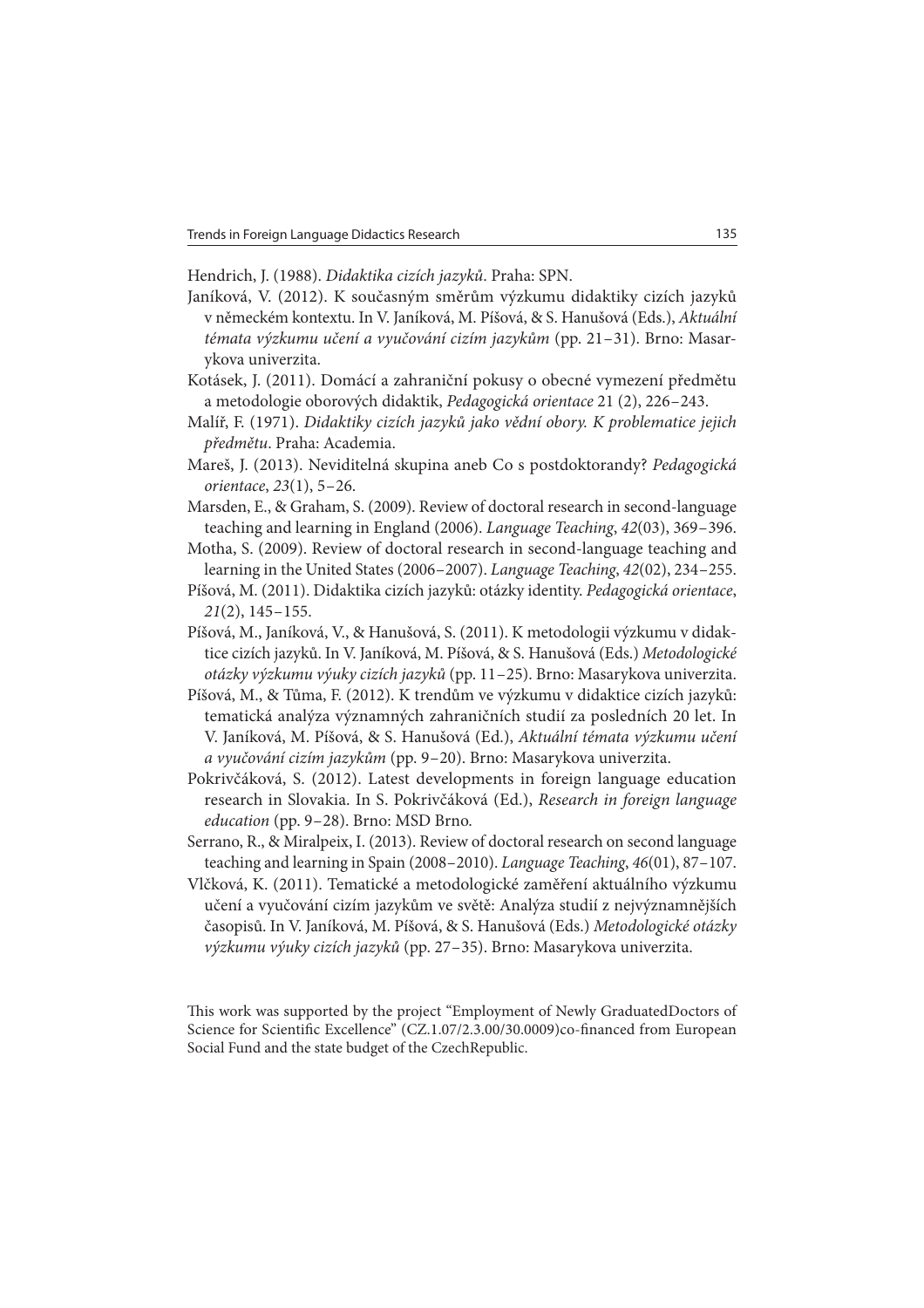Hendrich, J. (1988). *Didaktika cizích jazyků*. Praha: SPN.

Janíková, V. (2012). K současným směrům výzkumu didaktiky cizích jazyků v německém kontextu. In V. Janíková, M. Píšová, & S. Hanušová (Eds.), *Aktuální témata výzkumu učení a vyučování cizím jazykům* (pp. 21–31). Brno: Masarykova univerzita.

Kotásek, J. (2011). Domácí a zahraniční pokusy o obecné vymezení předmětu a metodologie oborových didaktik, *Pedagogická orientace* 21 (2), 226–243.

Malíř, F. (1971). *Didaktiky cizích jazyků jako vědní obory. K problematice jejich předmětu*. Praha: Academia.

Mareš, J. (2013). Neviditelná skupina aneb Co s postdoktorandy? *Pedagogická orientace*, *23*(1), 5–26.

Marsden, E., & Graham, S. (2009). Review of doctoral research in second-language teaching and learning in England (2006). *Language Teaching*, *42*(03), 369–396.

Motha, S. (2009). Review of doctoral research in second-language teaching and learning in the United States (2006–2007). *Language Teaching*, *42*(02), 234–255.

Píšová, M. (2011). Didaktika cizích jazyků: otázky identity. *Pedagogická orientace*, *21*(2), 145–155.

Píšová, M., Janíková, V., & Hanušová, S. (2011). K metodologii výzkumu v didaktice cizích jazyků. In V. Janíková, M. Píšová, & S. Hanušová (Eds.) *Metodologické otázky výzkumu výuky cizích jazyků* (pp. 11–25). Brno: Masarykova univerzita.

Píšová, M., & Tůma, F. (2012). K trendům ve výzkumu v didaktice cizích jazyků: tematická analýza významných zahraničních studií za posledních 20 let. In V. Janíková, M. Píšová, & S. Hanušová (Ed.), *Aktuální témata výzkumu učení a vyučování cizím jazykům* (pp. 9–20). Brno: Masarykova univerzita.

Pokrivčáková, S. (2012). Latest developments in foreign language education research in Slovakia. In S. Pokrivčáková (Ed.), *Research in foreign language education* (pp. 9–28). Brno: MSD Brno.

Serrano, R., & Miralpeix, I. (2013). Review of doctoral research on second language teaching and learning in Spain (2008–2010). *Language Teaching*, *46*(01), 87–107.

Vlčková, K. (2011). Tematické a metodologické zaměření aktuálního výzkumu učení a vyučování cizím jazykům ve světě: Analýza studií z nejvýznamnějších časopisů. In V. Janíková, M. Píšová, & S. Hanušová (Eds.) *Metodologické otázky výzkumu výuky cizích jazyků* (pp. 27–35). Brno: Masarykova univerzita.

This work was supported by the project "Employment of Newly GraduatedDoctors of Science for Scientific Excellence" (CZ.1.07/2.3.00/30.0009)co-financed from European Social Fund and the state budget of the CzechRepublic.